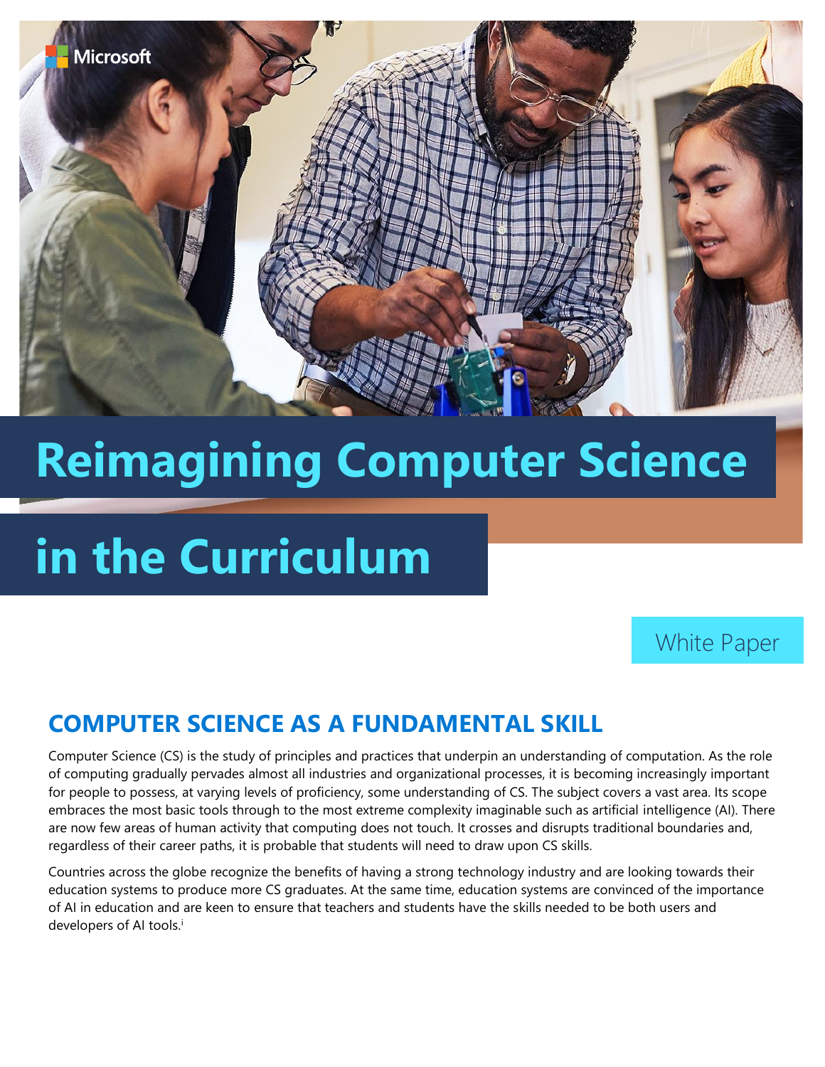Microsoft

# Reimagining Computer Science in the Curriculum

White Paper

## COMPUTER SCIENCE AS A FUNDAMENTAL SKILL

Computer Science (CS) is the study of principles and practices that underpin an understanding of computation. As the role of computing gradually pervades almost all industries and organizational processes, it is becoming increasingly important for people to possess, at varying levels of proficiency, some understanding of CS. The subject covers a vast area. Its scope embraces the most basic tools through to the most extreme complexity imaginable such as artificial intelligence (AI). There are now few areas of human activity that computing does not touch. It crosses and disrupts traditional boundaries and, regardless of their career paths, it is probable that students will need to draw upon CS skills.

Countries across the globe recognize the benefits of having a strong technology industry and are looking towards their education systems to produce more CS graduates. At the same time, education systems are convinced of the importance of AI in education and are keen to ensure that teachers and students have the skills needed to be both users and developers of AI tools.[i]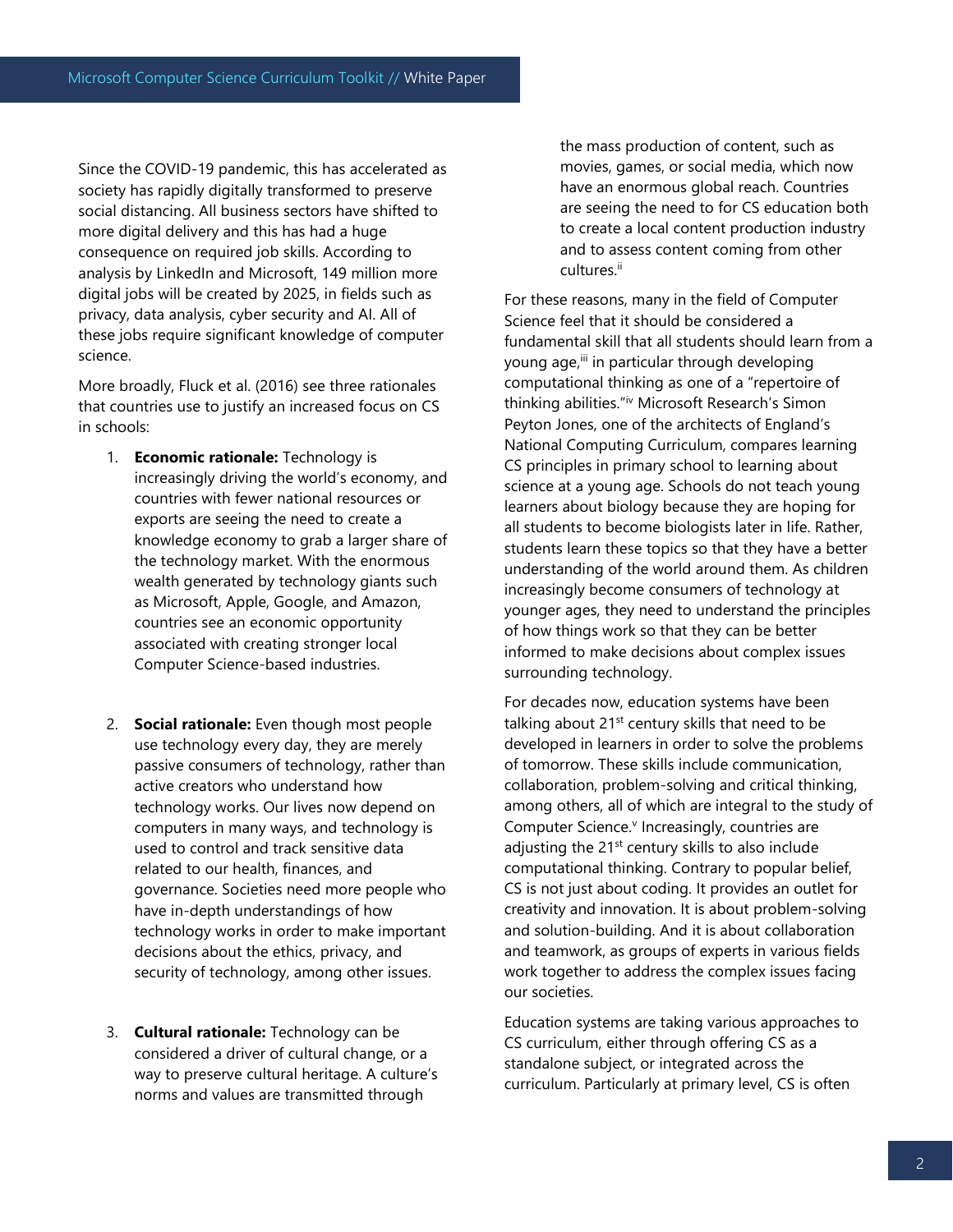Since the COVID-19 pandemic, this has accelerated as society has rapidly digitally transformed to preserve social distancing. All business sectors have shifted to more digital delivery and this has had a huge consequence on required job skills. According to analysis by LinkedIn and Microsoft, 149 million more digital jobs will be created by 2025, in fields such as privacy, data analysis, cyber security and AI. All of these jobs require significant knowledge of computer science.

More broadly, Fluck et al. (2016) see three rationales that countries use to justify an increased focus on CS in schools:

1. **Economic rationale:** Technology is increasingly driving the world's economy, and countries with fewer national resources or exports are seeing the need to create a knowledge economy to grab a larger share of the technology market. With the enormous wealth generated by technology giants such as Microsoft, Apple, Google, and Amazon, countries see an economic opportunity associated with creating stronger local Computer Science-based industries.

2. **Social rationale:** Even though most people use technology every day, they are merely passive consumers of technology, rather than active creators who understand how technology works. Our lives now depend on computers in many ways, and technology is used to control and track sensitive data related to our health, finances, and governance. Societies need more people who have in-depth understandings of how technology works in order to make important decisions about the ethics, privacy, and security of technology, among other issues.

3. **Cultural rationale:** Technology can be considered a driver of cultural change, or a way to preserve cultural heritage. A culture's norms and values are transmitted through the mass production of content, such as movies, games, or social media, which now have an enormous global reach. Countries are seeing the need to for CS education both to create a local content production industry and to assess content coming from other cultures.[ii]

For these reasons, many in the field of Computer Science feel that it should be considered a fundamental skill that all students should learn from a young age,[iii] in particular through developing computational thinking as one of a "repertoire of thinking abilities."[iv] Microsoft Research's Simon Peyton Jones, one of the architects of England's National Computing Curriculum, compares learning CS principles in primary school to learning about science at a young age. Schools do not teach young learners about biology because they are hoping for all students to become biologists later in life. Rather, students learn these topics so that they have a better understanding of the world around them. As children increasingly become consumers of technology at younger ages, they need to understand the principles of how things work so that they can be better informed to make decisions about complex issues surrounding technology.

For decades now, education systems have been talking about 21st century skills that need to be developed in learners in order to solve the problems of tomorrow. These skills include communication, collaboration, problem-solving and critical thinking, among others, all of which are integral to the study of Computer Science.[v] Increasingly, countries are adjusting the 21st century skills to also include computational thinking. Contrary to popular belief, CS is not just about coding. It provides an outlet for creativity and innovation. It is about problem-solving and solution-building. And it is about collaboration and teamwork, as groups of experts in various fields work together to address the complex issues facing our societies.

Education systems are taking various approaches to CS curriculum, either through offering CS as a standalone subject, or integrated across the curriculum. Particularly at primary level, CS is often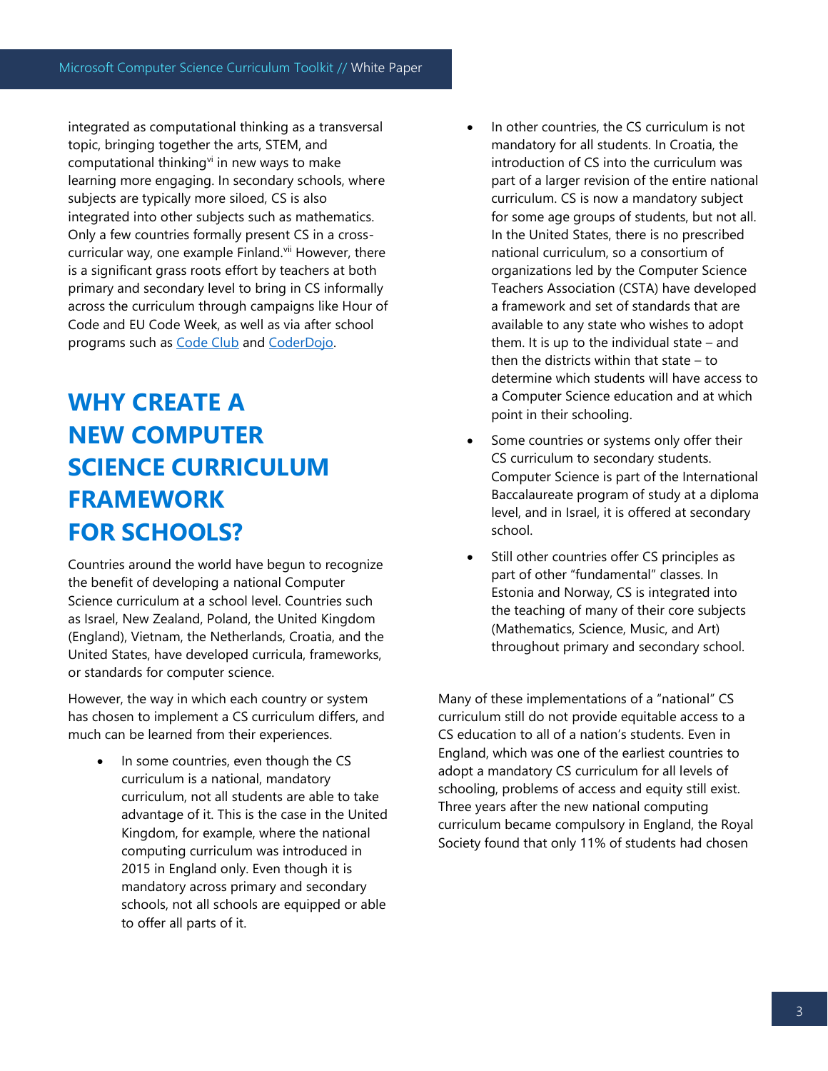integrated as computational thinking as a transversal topic, bringing together the arts, STEM, and computational thinking[vi] in new ways to make learning more engaging. In secondary schools, where subjects are typically more siloed, CS is also integrated into other subjects such as mathematics. Only a few countries formally present CS in a cross-curricular way, one example Finland.[vii] However, there is a significant grass roots effort by teachers at both primary and secondary level to bring in CS informally across the curriculum through campaigns like Hour of Code and EU Code Week, as well as via after school programs such as Code Club and CoderDojo.

## WHY CREATE A NEW COMPUTER SCIENCE CURRICULUM FRAMEWORK FOR SCHOOLS?

Countries around the world have begun to recognize the benefit of developing a national Computer Science curriculum at a school level. Countries such as Israel, New Zealand, Poland, the United Kingdom (England), Vietnam, the Netherlands, Croatia, and the United States, have developed curricula, frameworks, or standards for computer science.

However, the way in which each country or system has chosen to implement a CS curriculum differs, and much can be learned from their experiences.

- In some countries, even though the CS curriculum is a national, mandatory curriculum, not all students are able to take advantage of it. This is the case in the United Kingdom, for example, where the national computing curriculum was introduced in 2015 in England only. Even though it is mandatory across primary and secondary schools, not all schools are equipped or able to offer all parts of it.
- In other countries, the CS curriculum is not mandatory for all students. In Croatia, the introduction of CS into the curriculum was part of a larger revision of the entire national curriculum. CS is now a mandatory subject for some age groups of students, but not all. In the United States, there is no prescribed national curriculum, so a consortium of organizations led by the Computer Science Teachers Association (CSTA) have developed a framework and set of standards that are available to any state who wishes to adopt them. It is up to the individual state – and then the districts within that state – to determine which students will have access to a Computer Science education and at which point in their schooling.
- Some countries or systems only offer their CS curriculum to secondary students. Computer Science is part of the International Baccalaureate program of study at a diploma level, and in Israel, it is offered at secondary school.
- Still other countries offer CS principles as part of other "fundamental" classes. In Estonia and Norway, CS is integrated into the teaching of many of their core subjects (Mathematics, Science, Music, and Art) throughout primary and secondary school.

Many of these implementations of a "national" CS curriculum still do not provide equitable access to a CS education to all of a nation's students. Even in England, which was one of the earliest countries to adopt a mandatory CS curriculum for all levels of schooling, problems of access and equity still exist. Three years after the new national computing curriculum became compulsory in England, the Royal Society found that only 11% of students had chosen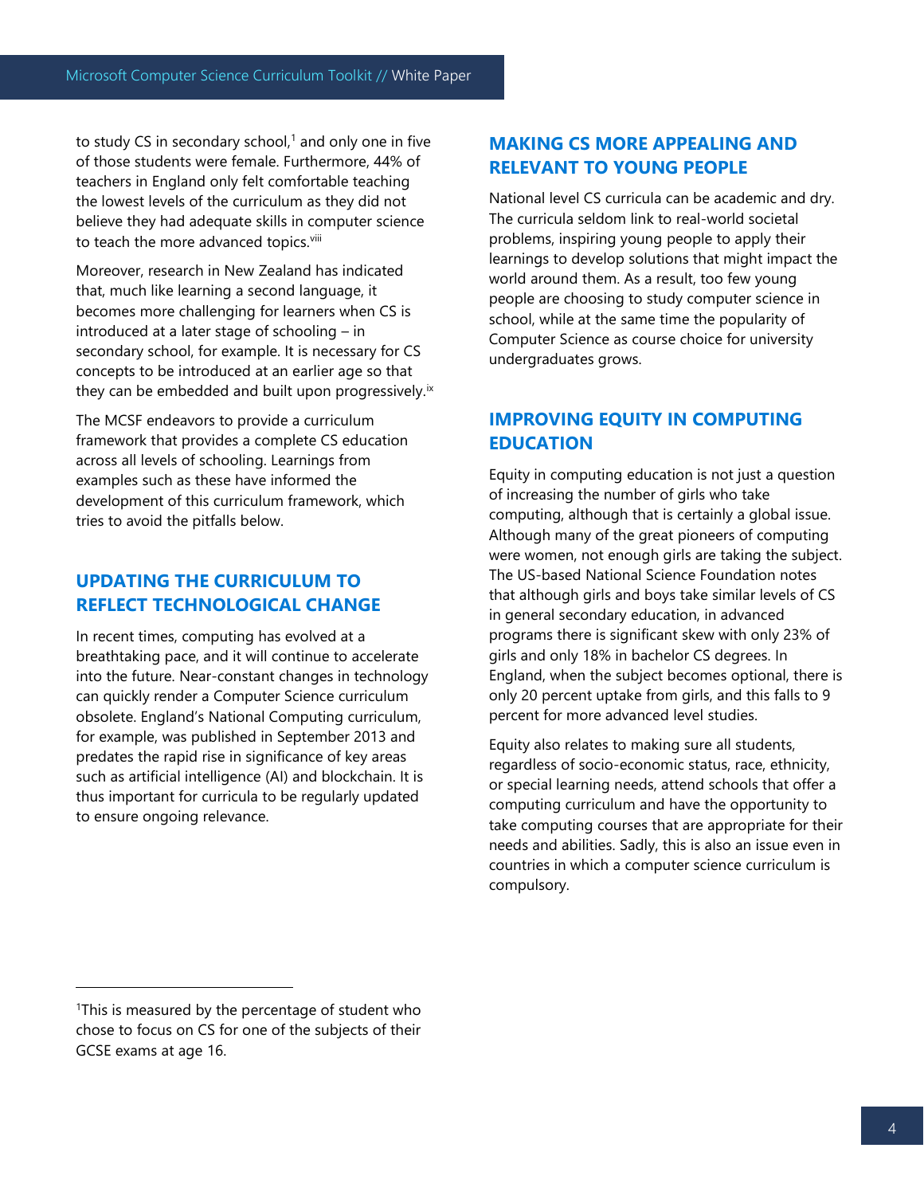to study CS in secondary school,[1] and only one in five of those students were female. Furthermore, 44% of teachers in England only felt comfortable teaching the lowest levels of the curriculum as they did not believe they had adequate skills in computer science to teach the more advanced topics.[viii]

Moreover, research in New Zealand has indicated that, much like learning a second language, it becomes more challenging for learners when CS is introduced at a later stage of schooling – in secondary school, for example. It is necessary for CS concepts to be introduced at an earlier age so that they can be embedded and built upon progressively.[ix]

The MCSF endeavors to provide a curriculum framework that provides a complete CS education across all levels of schooling. Learnings from examples such as these have informed the development of this curriculum framework, which tries to avoid the pitfalls below.

## UPDATING THE CURRICULUM TO REFLECT TECHNOLOGICAL CHANGE

In recent times, computing has evolved at a breathtaking pace, and it will continue to accelerate into the future. Near-constant changes in technology can quickly render a Computer Science curriculum obsolete. England's National Computing curriculum, for example, was published in September 2013 and predates the rapid rise in significance of key areas such as artificial intelligence (AI) and blockchain. It is thus important for curricula to be regularly updated to ensure ongoing relevance.

## MAKING CS MORE APPEALING AND RELEVANT TO YOUNG PEOPLE

National level CS curricula can be academic and dry. The curricula seldom link to real-world societal problems, inspiring young people to apply their learnings to develop solutions that might impact the world around them. As a result, too few young people are choosing to study computer science in school, while at the same time the popularity of Computer Science as course choice for university undergraduates grows.

## IMPROVING EQUITY IN COMPUTING EDUCATION

Equity in computing education is not just a question of increasing the number of girls who take computing, although that is certainly a global issue. Although many of the great pioneers of computing were women, not enough girls are taking the subject. The US-based National Science Foundation notes that although girls and boys take similar levels of CS in general secondary education, in advanced programs there is significant skew with only 23% of girls and only 18% in bachelor CS degrees. In England, when the subject becomes optional, there is only 20 percent uptake from girls, and this falls to 9 percent for more advanced level studies.

Equity also relates to making sure all students, regardless of socio-economic status, race, ethnicity, or special learning needs, attend schools that offer a computing curriculum and have the opportunity to take computing courses that are appropriate for their needs and abilities. Sadly, this is also an issue even in countries in which a computer science curriculum is compulsory.

---

[1]This is measured by the percentage of student who chose to focus on CS for one of the subjects of their GCSE exams at age 16.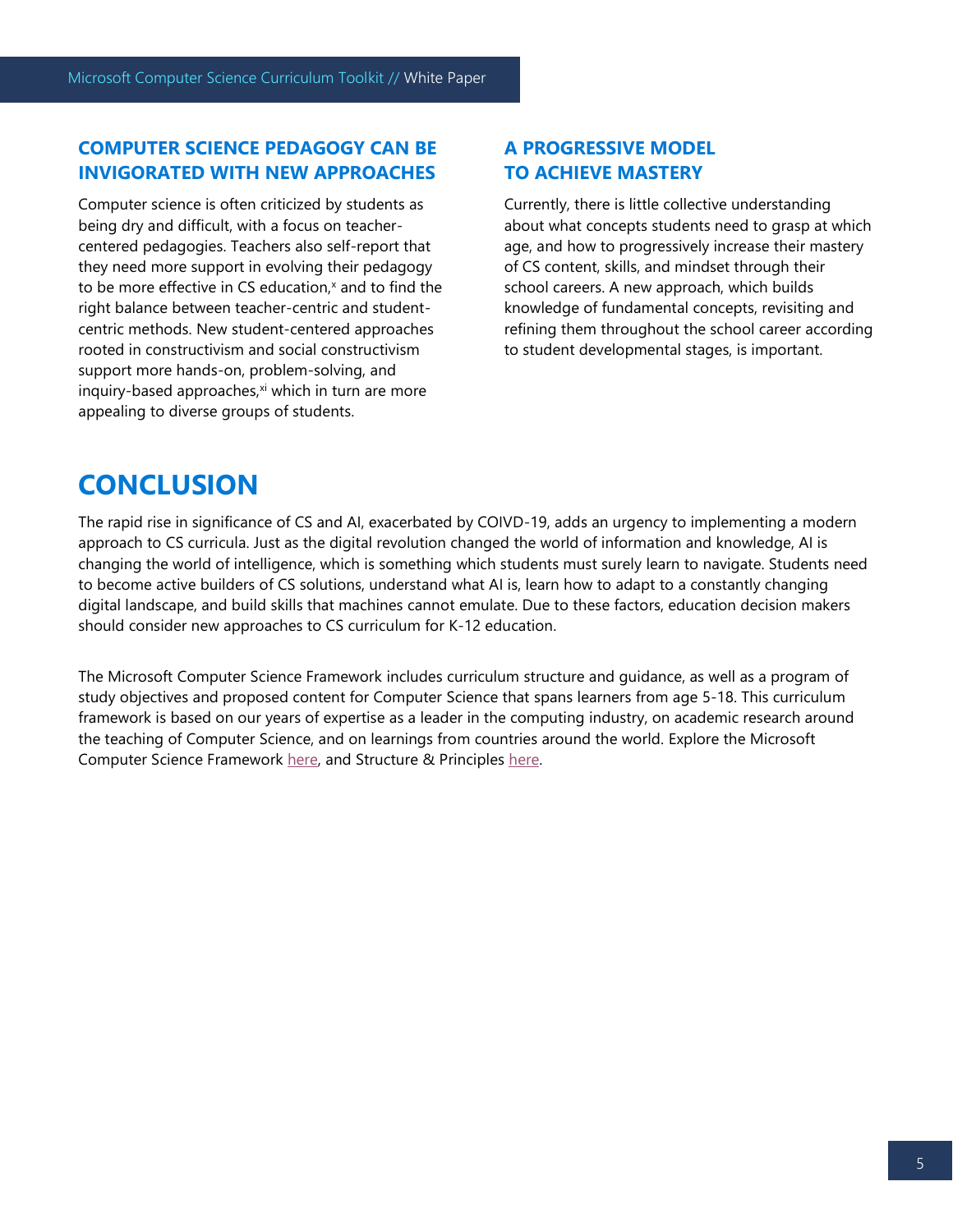## COMPUTER SCIENCE PEDAGOGY CAN BE INVIGORATED WITH NEW APPROACHES

Computer science is often criticized by students as being dry and difficult, with a focus on teacher-centered pedagogies. Teachers also self-report that they need more support in evolving their pedagogy to be more effective in CS education,[x] and to find the right balance between teacher-centric and student-centric methods. New student-centered approaches rooted in constructivism and social constructivism support more hands-on, problem-solving, and inquiry-based approaches,[xi] which in turn are more appealing to diverse groups of students.

## A PROGRESSIVE MODEL TO ACHIEVE MASTERY

Currently, there is little collective understanding about what concepts students need to grasp at which age, and how to progressively increase their mastery of CS content, skills, and mindset through their school careers. A new approach, which builds knowledge of fundamental concepts, revisiting and refining them throughout the school career according to student developmental stages, is important.

# CONCLUSION

The rapid rise in significance of CS and AI, exacerbated by COIVD-19, adds an urgency to implementing a modern approach to CS curricula. Just as the digital revolution changed the world of information and knowledge, AI is changing the world of intelligence, which is something which students must surely learn to navigate. Students need to become active builders of CS solutions, understand what AI is, learn how to adapt to a constantly changing digital landscape, and build skills that machines cannot emulate. Due to these factors, education decision makers should consider new approaches to CS curriculum for K-12 education.

The Microsoft Computer Science Framework includes curriculum structure and guidance, as well as a program of study objectives and proposed content for Computer Science that spans learners from age 5-18. This curriculum framework is based on our years of expertise as a leader in the computing industry, on academic research around the teaching of Computer Science, and on learnings from countries around the world. Explore the Microsoft Computer Science Framework here, and Structure & Principles here.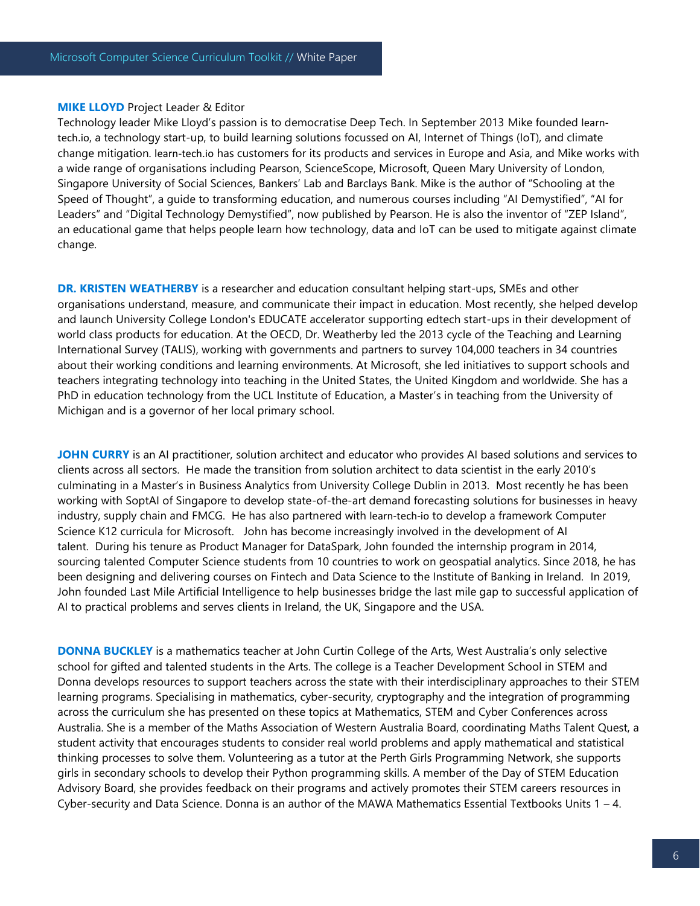**MIKE LLOYD** Project Leader & Editor
Technology leader Mike Lloyd's passion is to democratise Deep Tech. In September 2013 Mike founded learn-tech.io, a technology start-up, to build learning solutions focussed on AI, Internet of Things (IoT), and climate change mitigation. learn-tech.io has customers for its products and services in Europe and Asia, and Mike works with a wide range of organisations including Pearson, ScienceScope, Microsoft, Queen Mary University of London, Singapore University of Social Sciences, Bankers' Lab and Barclays Bank. Mike is the author of "Schooling at the Speed of Thought", a guide to transforming education, and numerous courses including "AI Demystified", "AI for Leaders" and "Digital Technology Demystified", now published by Pearson. He is also the inventor of "ZEP Island", an educational game that helps people learn how technology, data and IoT can be used to mitigate against climate change.

**DR. KRISTEN WEATHERBY** is a researcher and education consultant helping start-ups, SMEs and other organisations understand, measure, and communicate their impact in education. Most recently, she helped develop and launch University College London's EDUCATE accelerator supporting edtech start-ups in their development of world class products for education. At the OECD, Dr. Weatherby led the 2013 cycle of the Teaching and Learning International Survey (TALIS), working with governments and partners to survey 104,000 teachers in 34 countries about their working conditions and learning environments. At Microsoft, she led initiatives to support schools and teachers integrating technology into teaching in the United States, the United Kingdom and worldwide. She has a PhD in education technology from the UCL Institute of Education, a Master's in teaching from the University of Michigan and is a governor of her local primary school.

**JOHN CURRY** is an AI practitioner, solution architect and educator who provides AI based solutions and services to clients across all sectors. He made the transition from solution architect to data scientist in the early 2010's culminating in a Master's in Business Analytics from University College Dublin in 2013. Most recently he has been working with SoptAI of Singapore to develop state-of-the-art demand forecasting solutions for businesses in heavy industry, supply chain and FMCG. He has also partnered with learn-tech-io to develop a framework Computer Science K12 curricula for Microsoft. John has become increasingly involved in the development of AI talent. During his tenure as Product Manager for DataSpark, John founded the internship program in 2014, sourcing talented Computer Science students from 10 countries to work on geospatial analytics. Since 2018, he has been designing and delivering courses on Fintech and Data Science to the Institute of Banking in Ireland. In 2019, John founded Last Mile Artificial Intelligence to help businesses bridge the last mile gap to successful application of AI to practical problems and serves clients in Ireland, the UK, Singapore and the USA.

**DONNA BUCKLEY** is a mathematics teacher at John Curtin College of the Arts, West Australia's only selective school for gifted and talented students in the Arts. The college is a Teacher Development School in STEM and Donna develops resources to support teachers across the state with their interdisciplinary approaches to their STEM learning programs. Specialising in mathematics, cyber-security, cryptography and the integration of programming across the curriculum she has presented on these topics at Mathematics, STEM and Cyber Conferences across Australia. She is a member of the Maths Association of Western Australia Board, coordinating Maths Talent Quest, a student activity that encourages students to consider real world problems and apply mathematical and statistical thinking processes to solve them. Volunteering as a tutor at the Perth Girls Programming Network, she supports girls in secondary schools to develop their Python programming skills. A member of the Day of STEM Education Advisory Board, she provides feedback on their programs and actively promotes their STEM careers resources in Cyber-security and Data Science. Donna is an author of the MAWA Mathematics Essential Textbooks Units 1 – 4.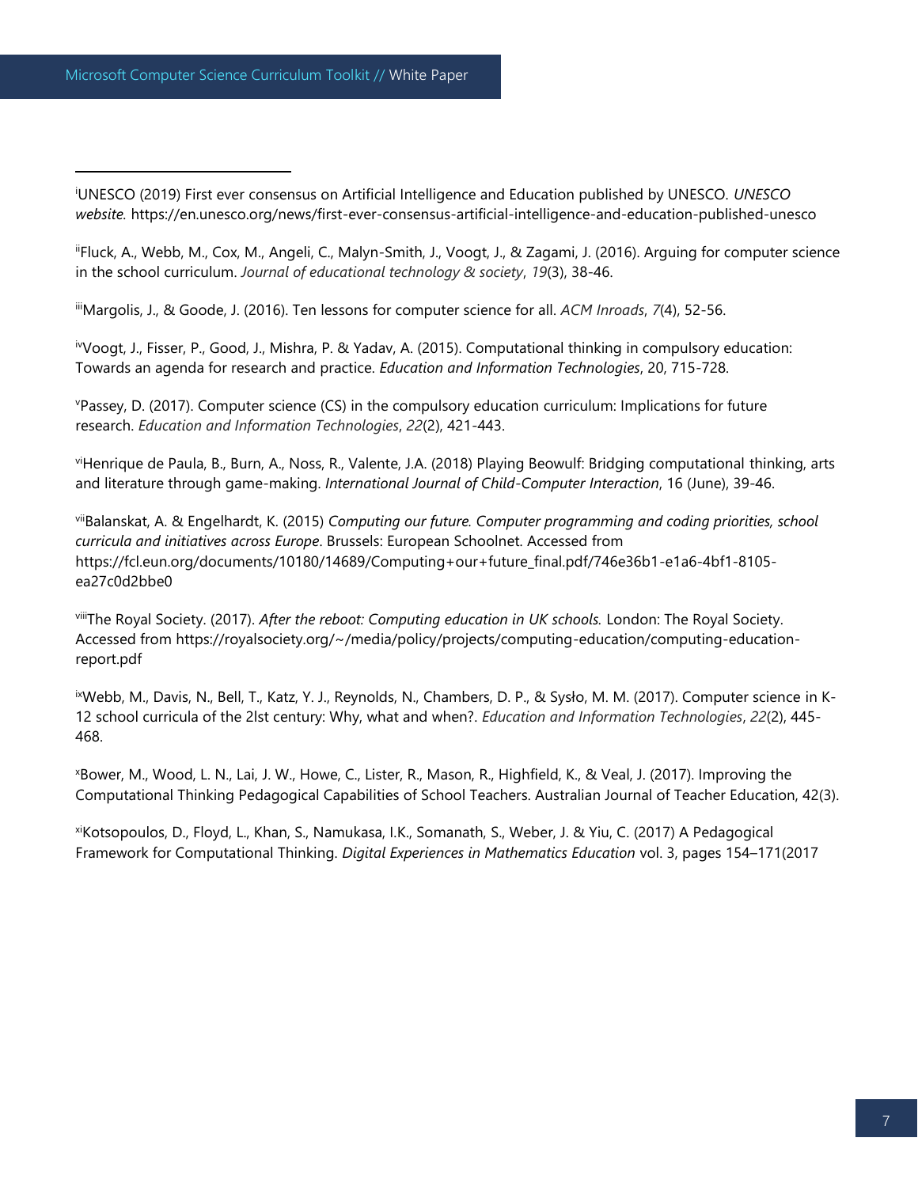[i]UNESCO (2019) First ever consensus on Artificial Intelligence and Education published by UNESCO. *UNESCO website.* https://en.unesco.org/news/first-ever-consensus-artificial-intelligence-and-education-published-unesco

[ii]Fluck, A., Webb, M., Cox, M., Angeli, C., Malyn-Smith, J., Voogt, J., & Zagami, J. (2016). Arguing for computer science in the school curriculum. *Journal of educational technology & society*, *19*(3), 38-46.

[iii]Margolis, J., & Goode, J. (2016). Ten lessons for computer science for all. *ACM Inroads*, *7*(4), 52-56.

[iv]Voogt, J., Fisser, P., Good, J., Mishra, P. & Yadav, A. (2015). Computational thinking in compulsory education: Towards an agenda for research and practice. *Education and Information Technologies*, 20, 715-728.

[v]Passey, D. (2017). Computer science (CS) in the compulsory education curriculum: Implications for future research. *Education and Information Technologies*, *22*(2), 421-443.

[vi]Henrique de Paula, B., Burn, A., Noss, R., Valente, J.A. (2018) Playing Beowulf: Bridging computational thinking, arts and literature through game-making. *International Journal of Child-Computer Interaction*, 16 (June), 39-46.

[vii]Balanskat, A. & Engelhardt, K. (2015) *Computing our future. Computer programming and coding priorities, school curricula and initiatives across Europe*. Brussels: European Schoolnet. Accessed from https://fcl.eun.org/documents/10180/14689/Computing+our+future_final.pdf/746e36b1-e1a6-4bf1-8105-ea27c0d2bbe0

[viii]The Royal Society. (2017). *After the reboot: Computing education in UK schools.* London: The Royal Society. Accessed from https://royalsociety.org/~/media/policy/projects/computing-education/computing-education-report.pdf

[ix]Webb, M., Davis, N., Bell, T., Katz, Y. J., Reynolds, N., Chambers, D. P., & Sysło, M. M. (2017). Computer science in K-12 school curricula of the 2lst century: Why, what and when?. *Education and Information Technologies*, *22*(2), 445-468.

[x]Bower, M., Wood, L. N., Lai, J. W., Howe, C., Lister, R., Mason, R., Highfield, K., & Veal, J. (2017). Improving the Computational Thinking Pedagogical Capabilities of School Teachers. Australian Journal of Teacher Education, 42(3).

[xi]Kotsopoulos, D., Floyd, L., Khan, S., Namukasa, I.K., Somanath, S., Weber, J. & Yiu, C. (2017) A Pedagogical Framework for Computational Thinking. *Digital Experiences in Mathematics Education* vol. 3, pages 154–171(2017